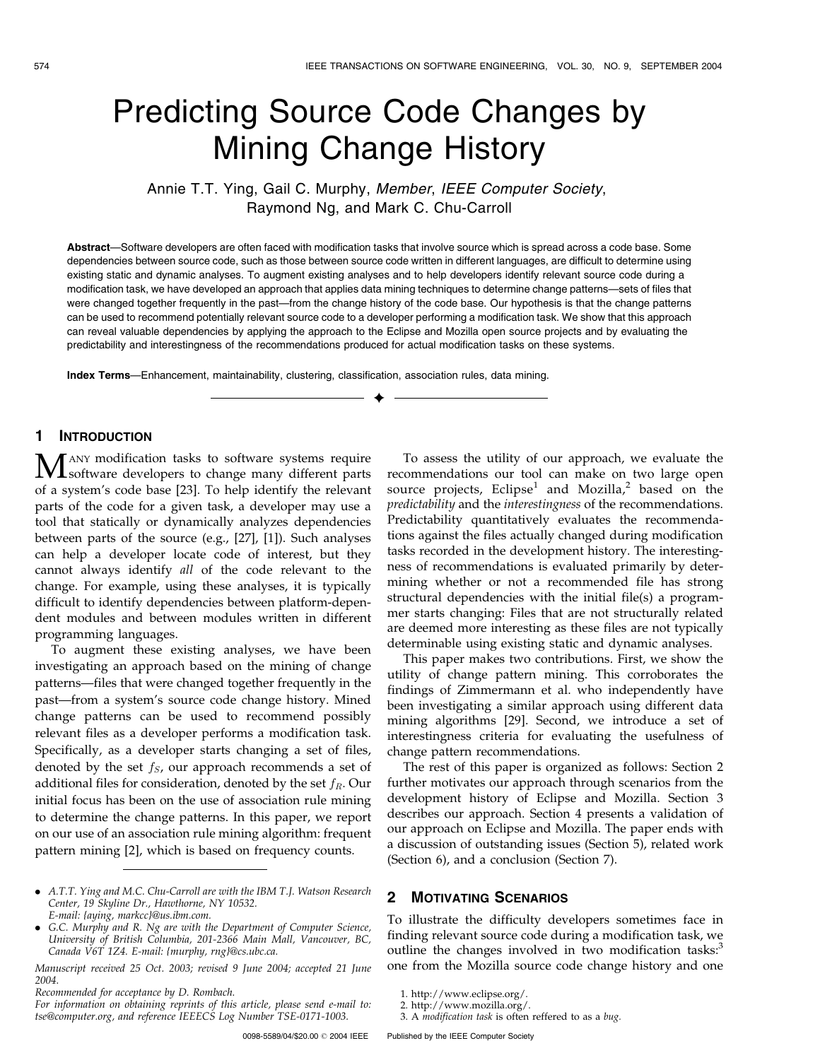# Predicting Source Code Changes by Mining Change History

Annie T.T. Ying, Gail C. Murphy, *Member*, *IEEE Computer Society*, Raymond Ng, and Mark C. Chu-Carroll

**Abstract**—Software developers are often faced with modification tasks that involve source which is spread across a code base. Some dependencies between source code, such as those between source code written in different languages, are difficult to determine using existing static and dynamic analyses. To augment existing analyses and to help developers identify relevant source code during a modification task, we have developed an approach that applies data mining techniques to determine change patterns—sets of files that were changed together frequently in the past—from the change history of the code base. Our hypothesis is that the change patterns can be used to recommend potentially relevant source code to a developer performing a modification task. We show that this approach can reveal valuable dependencies by applying the approach to the Eclipse and Mozilla open source projects and by evaluating the predictability and interestingness of the recommendations produced for actual modification tasks on these systems.

**Index Terms**—Enhancement, maintainability, clustering, classification, association rules, data mining.

## 1 Introduction

Many modification tasks to software systems require software developers to change many different parts of a system's code base [23]. To help identify the relevant parts of the code for a given task, a developer may use a tool that statically or dynamically analyzes dependencies between parts of the source (e.g., [27], [1]). Such analyses can help a developer locate code of interest, but they cannot always identify *all* of the code relevant to the change. For example, using these analyses, it is typically difficult to identify dependencies between platform-dependent modules and between modules written in different programming languages.

To augment these existing analyses, we have been investigating an approach based on the mining of change patterns—files that were changed together frequently in the past—from a system's source code change history. Mined change patterns can be used to recommend possibly relevant files as a developer performs a modification task. Specifically, as a developer starts changing a set of files, denoted by the set $f_S$, our approach recommends a set of additional files for consideration, denoted by the set $f_R$. Our initial focus has been on the use of association rule mining to determine the change patterns. In this paper, we report on our use of an association rule mining algorithm: frequent pattern mining [2], which is based on frequency counts.

To assess the utility of our approach, we evaluate the recommendations our tool can make on two large open source projects, Eclipse[1] and Mozilla,[2] based on the *predictability* and the *interestingness* of the recommendations. Predictability quantitatively evaluates the recommendations against the files actually changed during modification tasks recorded in the development history. The interestingness of recommendations is evaluated primarily by determining whether or not a recommended file has strong structural dependencies with the initial file(s) a programmer starts changing: Files that are not structurally related are deemed more interesting as these files are not typically determinable using existing static and dynamic analyses.

This paper makes two contributions. First, we show the utility of change pattern mining. This corroborates the findings of Zimmermann et al. who independently have been investigating a similar approach using different data mining algorithms [29]. Second, we introduce a set of interestingness criteria for evaluating the usefulness of change pattern recommendations.

The rest of this paper is organized as follows: Section 2 further motivates our approach through scenarios from the development history of Eclipse and Mozilla. Section 3 describes our approach. Section 4 presents a validation of our approach on Eclipse and Mozilla. The paper ends with a discussion of outstanding issues (Section 5), related work (Section 6), and a conclusion (Section 7).

## 2 Motivating Scenarios

To illustrate the difficulty developers sometimes face in finding relevant source code during a modification task, we outline the changes involved in two modification tasks:[3] one from the Mozilla source code change history and one

- A.T.T. Ying and M.C. Chu-Carroll are with the IBM T.J. Watson Research Center, 19 Skyline Dr., Hawthorne, NY 10532. E-mail: {aying, markcc}@us.ibm.com.
- G.C. Murphy and R. Ng are with the Department of Computer Science, University of British Columbia, 201-2366 Main Mall, Vancouver, BC, Canada V6T 1Z4. E-mail: {murphy, rng}@cs.ubc.ca.

Manuscript received 25 Oct. 2003; revised 9 June 2004; accepted 21 June 2004.

Recommended for acceptance by D. Rombach.

For information on obtaining reprints of this article, please send e-mail to: tse@computer.org, and reference IEEECS Log Number TSE-0171-1003.

1. http://www.eclipse.org/.
2. http://www.mozilla.org/.
3. A *modification task* is often reffered to as a *bug*.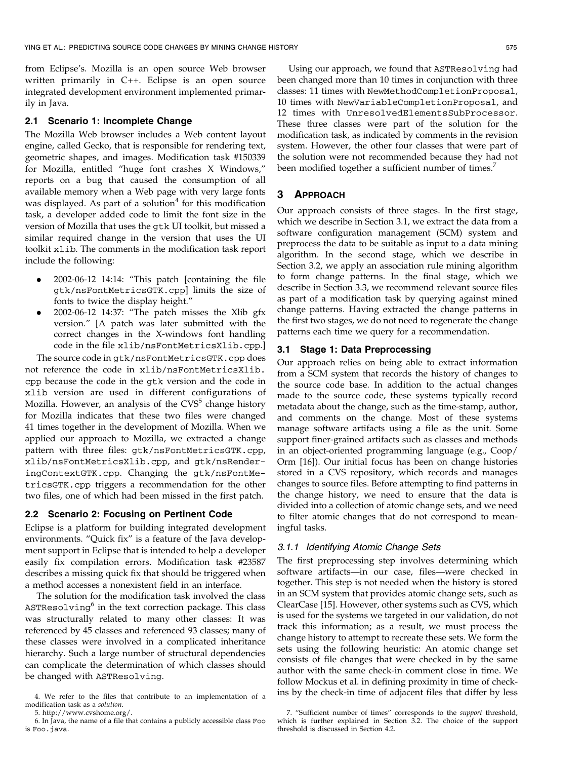from Eclipse's. Mozilla is an open source Web browser written primarily in C++. Eclipse is an open source integrated development environment implemented primarily in Java.

### 2.1 Scenario 1: Incomplete Change

The Mozilla Web browser includes a Web content layout engine, called Gecko, that is responsible for rendering text, geometric shapes, and images. Modification task #150339 for Mozilla, entitled "huge font crashes X Windows," reports on a bug that caused the consumption of all available memory when a Web page with very large fonts was displayed. As part of a solution[4] for this modification task, a developer added code to limit the font size in the version of Mozilla that uses the `gtk` UI toolkit, but missed a similar required change in the version that uses the UI toolkit `xlib`. The comments in the modification task report include the following:

- 2002-06-12 14:14: "This patch [containing the file `gtk/nsFontMetricsGTK.cpp`] limits the size of fonts to twice the display height."
- 2002-06-12 14:37: "The patch misses the Xlib gfx version." [A patch was later submitted with the correct changes in the X-windows font handling code in the file `xlib/nsFontMetricsXlib.cpp`.]

The source code in `gtk/nsFontMetricsGTK.cpp` does not reference the code in `xlib/nsFontMetricsXlib.cpp` because the code in the `gtk` version and the code in `xlib` version are used in different configurations of Mozilla. However, an analysis of the CVS[5] change history for Mozilla indicates that these two files were changed 41 times together in the development of Mozilla. When we applied our approach to Mozilla, we extracted a change pattern with three files: `gtk/nsFontMetricsGTK.cpp`, `xlib/nsFontMetricsXlib.cpp`, and `gtk/nsRenderingContextGTK.cpp`. Changing the `gtk/nsFontMetricsGTK.cpp` triggers a recommendation for the other two files, one of which had been missed in the first patch.

### 2.2 Scenario 2: Focusing on Pertinent Code

Eclipse is a platform for building integrated development environments. "Quick fix" is a feature of the Java development support in Eclipse that is intended to help a developer easily fix compilation errors. Modification task #23587 describes a missing quick fix that should be triggered when a method accesses a nonexistent field in an interface.

The solution for the modification task involved the class `ASTResolving`[6] in the text correction package. This class was structurally related to many other classes: It was referenced by 45 classes and referenced 93 classes; many of these classes were involved in a complicated inheritance hierarchy. Such a large number of structural dependencies can complicate the determination of which classes should be changed with `ASTResolving`.

Using our approach, we found that `ASTResolving` had been changed more than 10 times in conjunction with three classes: 11 times with `NewMethodCompletionProposal`, 10 times with `NewVariableCompletionProposal`, and 12 times with `UnresolvedElementsSubProcessor`. These three classes were part of the solution for the modification task, as indicated by comments in the revision system. However, the other four classes that were part of the solution were not recommended because they had not been modified together a sufficient number of times.[7]

## 3 Approach

Our approach consists of three stages. In the first stage, which we describe in Section 3.1, we extract the data from a software configuration management (SCM) system and preprocess the data to be suitable as input to a data mining algorithm. In the second stage, which we describe in Section 3.2, we apply an association rule mining algorithm to form change patterns. In the final stage, which we describe in Section 3.3, we recommend relevant source files as part of a modification task by querying against mined change patterns. Having extracted the change patterns in the first two stages, we do not need to regenerate the change patterns each time we query for a recommendation.

### 3.1 Stage 1: Data Preprocessing

Our approach relies on being able to extract information from a SCM system that records the history of changes to the source code base. In addition to the actual changes made to the source code, these systems typically record metadata about the change, such as the time-stamp, author, and comments on the change. Most of these systems manage software artifacts using a file as the unit. Some support finer-grained artifacts such as classes and methods in an object-oriented programming language (e.g., Coop/Orm [16]). Our initial focus has been on change histories stored in a CVS repository, which records and manages changes to source files. Before attempting to find patterns in the change history, we need to ensure that the data is divided into a collection of atomic change sets, and we need to filter atomic changes that do not correspond to meaningful tasks.

#### 3.1.1 Identifying Atomic Change Sets

The first preprocessing step involves determining which software artifacts—in our case, files—were checked in together. This step is not needed when the history is stored in an SCM system that provides atomic change sets, such as ClearCase [15]. However, other systems such as CVS, which is used for the systems we targeted in our validation, do not track this information; as a result, we must process the change history to attempt to recreate these sets. We form the sets using the following heuristic: An atomic change set consists of file changes that were checked in by the same author with the same check-in comment close in time. We follow Mockus et al. in defining proximity in time of check-ins by the check-in time of adjacent files that differ by less

4. We refer to the files that contribute to an implementation of a modification task as a *solution*.

5. http://www.cvshome.org/.

6. In Java, the name of a file that contains a publicly accessible class `Foo` is `Foo.java`.

7. "Sufficient number of times" corresponds to the *support* threshold, which is further explained in Section 3.2. The choice of the support threshold is discussed in Section 4.2.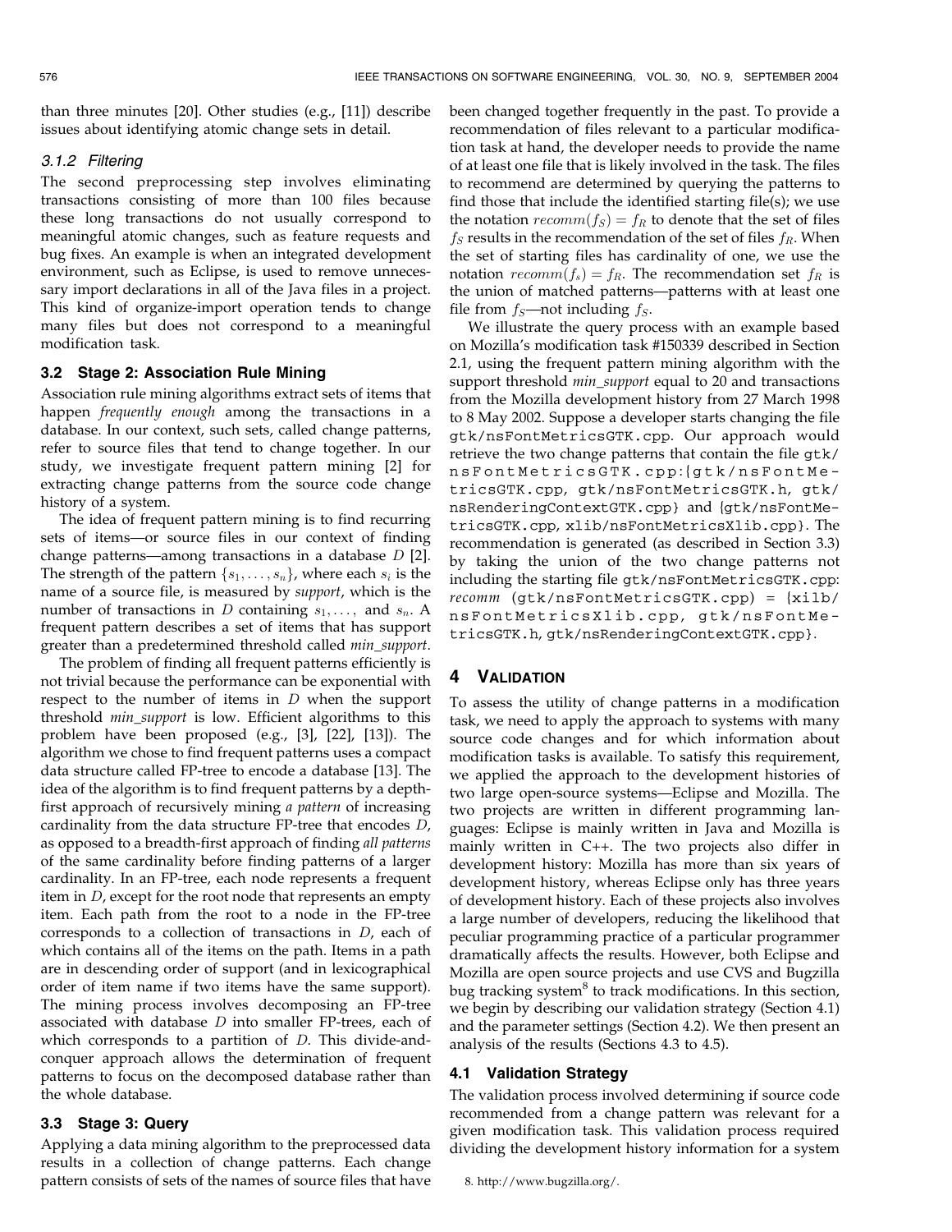than three minutes [20]. Other studies (e.g., [11]) describe issues about identifying atomic change sets in detail.

#### 3.1.2 Filtering

The second preprocessing step involves eliminating transactions consisting of more than 100 files because these long transactions do not usually correspond to meaningful atomic changes, such as feature requests and bug fixes. An example is when an integrated development environment, such as Eclipse, is used to remove unnecessary import declarations in all of the Java files in a project. This kind of organize-import operation tends to change many files but does not correspond to a meaningful modification task.

### 3.2 Stage 2: Association Rule Mining

Association rule mining algorithms extract sets of items that happen *frequently enough* among the transactions in a database. In our context, such sets, called change patterns, refer to source files that tend to change together. In our study, we investigate frequent pattern mining [2] for extracting change patterns from the source code change history of a system.

The idea of frequent pattern mining is to find recurring sets of items—or source files in our context of finding change patterns—among transactions in a database $D$ [2]. The strength of the pattern $\{s_1, \ldots, s_n\}$, where each $s_i$ is the name of a source file, is measured by *support*, which is the number of transactions in $D$ containing $s_1, \ldots,$ and $s_n$. A frequent pattern describes a set of items that has support greater than a predetermined threshold called *min_support*.

The problem of finding all frequent patterns efficiently is not trivial because the performance can be exponential with respect to the number of items in $D$ when the support threshold *min_support* is low. Efficient algorithms to this problem have been proposed (e.g., [3], [22], [13]). The algorithm we chose to find frequent patterns uses a compact data structure called FP-tree to encode a database [13]. The idea of the algorithm is to find frequent patterns by a depth-first approach of recursively mining *a pattern* of increasing cardinality from the data structure FP-tree that encodes $D$, as opposed to a breadth-first approach of finding *all patterns* of the same cardinality before finding patterns of a larger cardinality. In an FP-tree, each node represents a frequent item in $D$, except for the root node that represents an empty item. Each path from the root to a node in the FP-tree corresponds to a collection of transactions in $D$, each of which contains all of the items on the path. Items in a path are in descending order of support (and in lexicographical order of item name if two items have the same support). The mining process involves decomposing an FP-tree associated with database $D$ into smaller FP-trees, each of which corresponds to a partition of $D$. This divide-and-conquer approach allows the determination of frequent patterns to focus on the decomposed database rather than the whole database.

### 3.3 Stage 3: Query

Applying a data mining algorithm to the preprocessed data results in a collection of change patterns. Each change pattern consists of sets of the names of source files that have been changed together frequently in the past. To provide a recommendation of files relevant to a particular modification task at hand, the developer needs to provide the name of at least one file that is likely involved in the task. The files to recommend are determined by querying the patterns to find those that include the identified starting file(s); we use the notation $recomm(f_S) = f_R$ to denote that the set of files $f_S$ results in the recommendation of the set of files $f_R$. When the set of starting files has cardinality of one, we use the notation $recomm(f_s) = f_R$. The recommendation set $f_R$ is the union of matched patterns—patterns with at least one file from $f_S$—not including $f_S$.

We illustrate the query process with an example based on Mozilla's modification task #150339 described in Section 2.1, using the frequent pattern mining algorithm with the support threshold *min_support* equal to 20 and transactions from the Mozilla development history from 27 March 1998 to 8 May 2002. Suppose a developer starts changing the file `gtk/nsFontMetricsGTK.cpp`. Our approach would retrieve the two change patterns that contain the file `gtk/nsFontMetricsGTK.cpp`:{`gtk/nsFontMetricsGTK.cpp`, `gtk/nsFontMetricsGTK.h`, `gtk/nsRenderingContextGTK.cpp`} and {`gtk/nsFontMetricsGTK.cpp`, `xlib/nsFontMetricsXlib.cpp`}. The recommendation is generated (as described in Section 3.3) by taking the union of the two change patterns not including the starting file `gtk/nsFontMetricsGTK.cpp`: *recomm* (`gtk/nsFontMetricsGTK.cpp`) = {`xlib/nsFontMetricsXlib.cpp`, `gtk/nsFontMetricsGTK.h`, `gtk/nsRenderingContextGTK.cpp`}.

## 4 Validation

To assess the utility of change patterns in a modification task, we need to apply the approach to systems with many source code changes and for which information about modification tasks is available. To satisfy this requirement, we applied the approach to the development histories of two large open-source systems—Eclipse and Mozilla. The two projects are written in different programming languages: Eclipse is mainly written in Java and Mozilla is mainly written in C++. The two projects also differ in development history: Mozilla has more than six years of development history, whereas Eclipse only has three years of development history. Each of these projects also involves a large number of developers, reducing the likelihood that peculiar programming practice of a particular programmer dramatically affects the results. However, both Eclipse and Mozilla are open source projects and use CVS and Bugzilla bug tracking system[8] to track modifications. In this section, we begin by describing our validation strategy (Section 4.1) and the parameter settings (Section 4.2). We then present an analysis of the results (Sections 4.3 to 4.5).

### 4.1 Validation Strategy

The validation process involved determining if source code recommended from a change pattern was relevant for a given modification task. This validation process required dividing the development history information for a system

8. http://www.bugzilla.org/.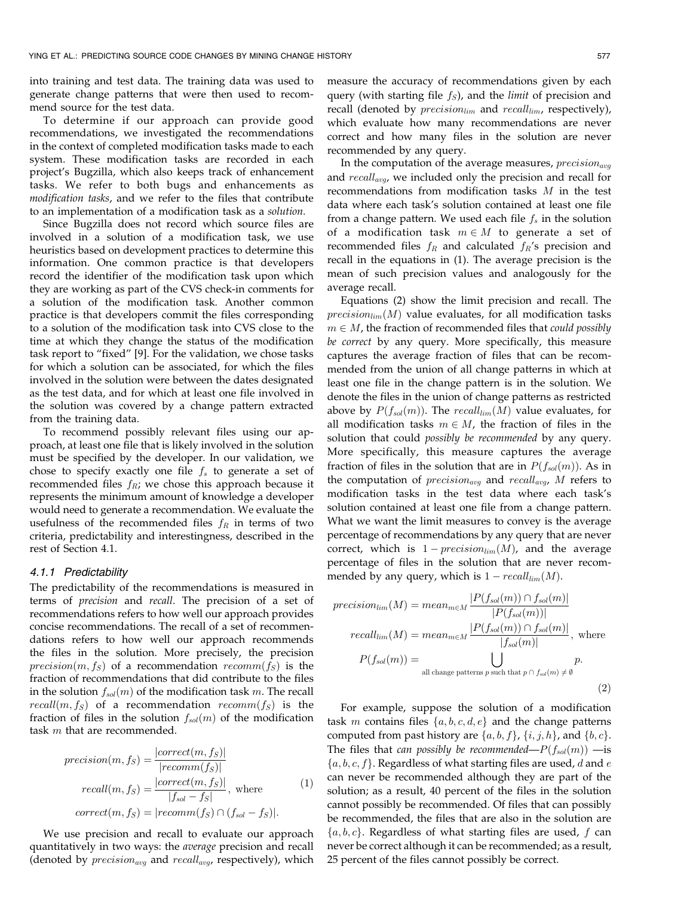into training and test data. The training data was used to generate change patterns that were then used to recommend source for the test data.

To determine if our approach can provide good recommendations, we investigated the recommendations in the context of completed modification tasks made to each system. These modification tasks are recorded in each project's Bugzilla, which also keeps track of enhancement tasks. We refer to both bugs and enhancements as *modification tasks*, and we refer to the files that contribute to an implementation of a modification task as a *solution*.

Since Bugzilla does not record which source files are involved in a solution of a modification task, we use heuristics based on development practices to determine this information. One common practice is that developers record the identifier of the modification task upon which they are working as part of the CVS check-in comments for a solution of the modification task. Another common practice is that developers commit the files corresponding to a solution of the modification task into CVS close to the time at which they change the status of the modification task report to "fixed" [9]. For the validation, we chose tasks for which a solution can be associated, for which the files involved in the solution were between the dates designated as the test data, and for which at least one file involved in the solution was covered by a change pattern extracted from the training data.

To recommend possibly relevant files using our approach, at least one file that is likely involved in the solution must be specified by the developer. In our validation, we chose to specify exactly one file $f_s$ to generate a set of recommended files $f_R$; we chose this approach because it represents the minimum amount of knowledge a developer would need to generate a recommendation. We evaluate the usefulness of the recommended files $f_R$ in terms of two criteria, predictability and interestingness, described in the rest of Section 4.1.

#### 4.1.1 Predictability

The predictability of the recommendations is measured in terms of *precision* and *recall*. The precision of a set of recommendations refers to how well our approach provides concise recommendations. The recall of a set of recommendations refers to how well our approach recommends the files in the solution. More precisely, the precision $precision(m, f_S)$ of a recommendation $recomm(f_S)$ is the fraction of recommendations that did contribute to the files in the solution $f_{sol}(m)$ of the modification task $m$. The recall $recall(m, f_S)$ of a recommendation $recomm(f_S)$ is the fraction of files in the solution $f_{sol}(m)$ of the modification task $m$ that are recommended.

$$
\begin{aligned}
precision(m, f_S) &= \frac{|correct(m, f_S)|}{|recomm(f_S)|} \\
recall(m, f_S) &= \frac{|correct(m, f_S)|}{|f_{sol} - f_S|}, \text{ where} \\
correct(m, f_S) &= |recomm(f_S) \cap (f_{sol} - f_S)|.
\end{aligned}
\tag{1}
$$

We use precision and recall to evaluate our approach quantitatively in two ways: the *average* precision and recall (denoted by $precision_{avg}$ and $recall_{avg}$, respectively), which measure the accuracy of recommendations given by each query (with starting file $f_S$), and the *limit* of precision and recall (denoted by $precision_{lim}$ and $recall_{lim}$, respectively), which evaluate how many recommendations are never correct and how many files in the solution are never recommended by any query.

In the computation of the average measures, $precision_{avg}$ and $recall_{avg}$, we included only the precision and recall for recommendations from modification tasks $M$ in the test data where each task's solution contained at least one file from a change pattern. We used each file $f_s$ in the solution of a modification task $m \in M$ to generate a set of recommended files $f_R$ and calculated $f_R$'s precision and recall in the equations in (1). The average precision is the mean of such precision values and analogously for the average recall.

Equations (2) show the limit precision and recall. The $precision_{lim}(M)$ value evaluates, for all modification tasks $m \in M$, the fraction of recommended files that *could possibly be correct* by any query. More specifically, this measure captures the average fraction of files that can be recommended from the union of all change patterns in which at least one file in the change pattern is in the solution. We denote the files in the union of change patterns as restricted above by $P(f_{sol}(m))$. The $recall_{lim}(M)$ value evaluates, for all modification tasks $m \in M$, the fraction of files in the solution that could *possibly be recommended* by any query. More specifically, this measure captures the average fraction of files in the solution that are in $P(f_{sol}(m))$. As in the computation of $precision_{avg}$ and $recall_{avg}$, $M$ refers to modification tasks in the test data where each task's solution contained at least one file from a change pattern. What we want the limit measures to convey is the average percentage of recommendations by any query that are never correct, which is $1 - precision_{lim}(M)$, and the average percentage of files in the solution that are never recommended by any query, which is $1 - recall_{lim}(M)$.

$$
\begin{aligned}
precision_{lim}(M) &= mean_{m \in M} \frac{|P(f_{sol}(m)) \cap f_{sol}(m)|}{|P(f_{sol}(m))|} \\
recall_{lim}(M) &= mean_{m \in M} \frac{|P(f_{sol}(m)) \cap f_{sol}(m)|}{|f_{sol}(m)|}, \text{ where} \\
P(f_{sol}(m)) &= \bigcup_{\text{all change patterns } p \text{ such that } p \cap f_{sol}(m) \neq \emptyset} p.
\end{aligned}
\tag{2}
$$

For example, suppose the solution of a modification task $m$ contains files $\{a, b, c, d, e\}$ and the change patterns computed from past history are $\{a, b, f\}$, $\{i, j, h\}$, and $\{b, c\}$. The files that *can possibly be recommended*—$P(f_{sol}(m))$ —is $\{a, b, c, f\}$. Regardless of what starting files are used, $d$ and $e$ can never be recommended although they are part of the solution; as a result, 40 percent of the files in the solution cannot possibly be recommended. Of files that can possibly be recommended, the files that are also in the solution are $\{a, b, c\}$. Regardless of what starting files are used, $f$ can never be correct although it can be recommended; as a result, 25 percent of the files cannot possibly be correct.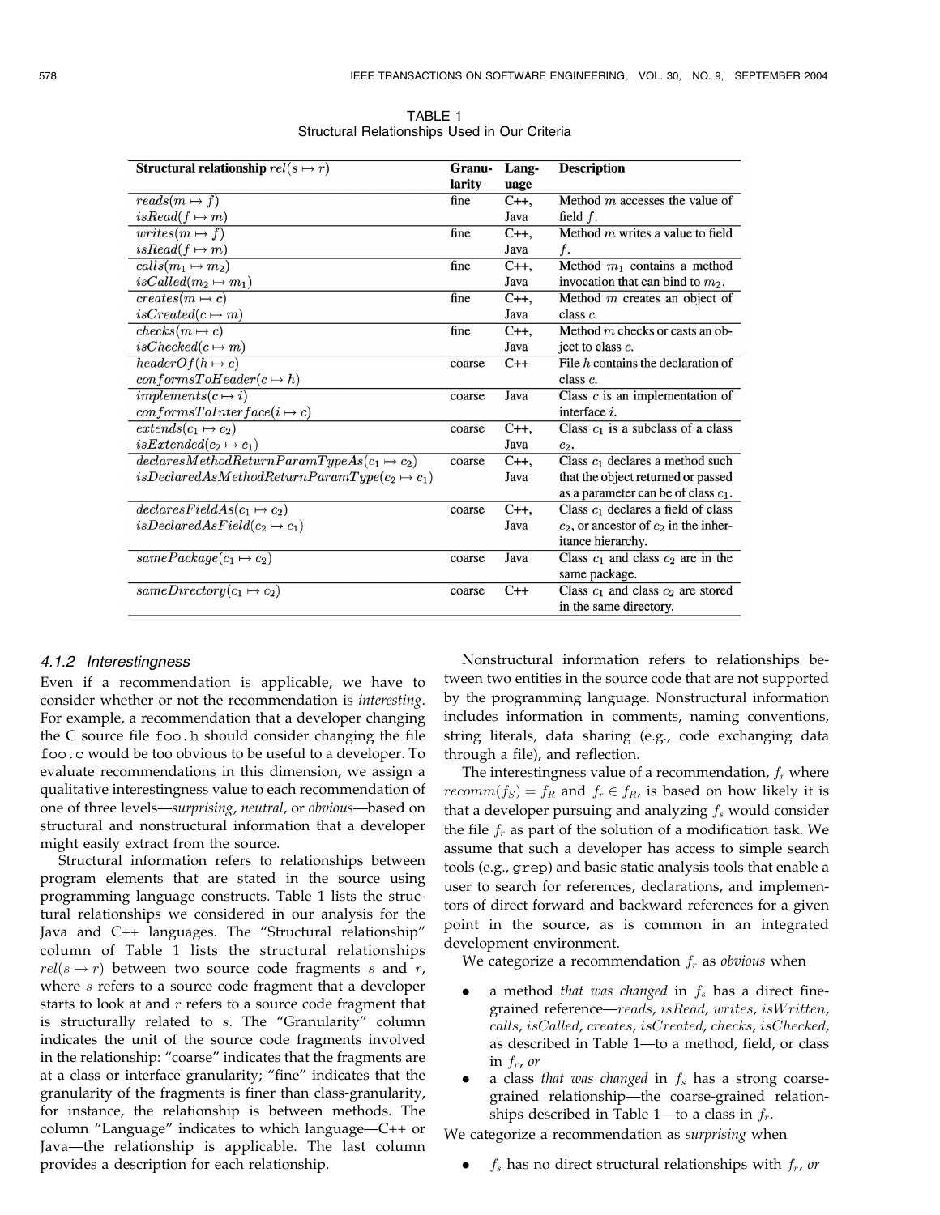TABLE 1
Structural Relationships Used in Our Criteria

| Structural relationship $rel(s \mapsto r)$ | Granularity | Language | Description |
|---|---|---|---|
| $reads(m \mapsto f)$ <br> $isRead(f \mapsto m)$ | fine | C++, Java | Method $m$ accesses the value of field $f$. |
| $writes(m \mapsto f)$ <br> $isRead(f \mapsto m)$ | fine | C++, Java | Method $m$ writes a value to field $f$. |
| $calls(m_1 \mapsto m_2)$ <br> $isCalled(m_2 \mapsto m_1)$ | fine | C++, Java | Method $m_1$ contains a method invocation that can bind to $m_2$. |
| $creates(m \mapsto c)$ <br> $isCreated(c \mapsto m)$ | fine | C++, Java | Method $m$ creates an object of class $c$. |
| $checks(m \mapsto c)$ <br> $isChecked(c \mapsto m)$ | fine | C++, Java | Method $m$ checks or casts an object to class $c$. |
| $headerOf(h \mapsto c)$ <br> $conformsToHeader(c \mapsto h)$ | coarse | C++ | File $h$ contains the declaration of class $c$. |
| $implements(c \mapsto i)$ <br> $conformsToInterface(i \mapsto c)$ | coarse | Java | Class $c$ is an implementation of interface $i$. |
| $extends(c_1 \mapsto c_2)$ <br> $isExtended(c_2 \mapsto c_1)$ | coarse | C++, Java | Class $c_1$ is a subclass of a class $c_2$. |
| $declaresMethodReturnParamTypeAs(c_1 \mapsto c_2)$ <br> $isDeclaredAsMethodReturnParamType(c_2 \mapsto c_1)$ | coarse | C++, Java | Class $c_1$ declares a method such that the object returned or passed as a parameter can be of class $c_1$. |
| $declaresFieldAs(c_1 \mapsto c_2)$ <br> $isDeclaredAsField(c_2 \mapsto c_1)$ | coarse | C++, Java | Class $c_1$ declares a field of class $c_2$, or ancestor of $c_2$ in the inheritance hierarchy. |
| $samePackage(c_1 \mapsto c_2)$ | coarse | Java | Class $c_1$ and class $c_2$ are in the same package. |
| $sameDirectory(c_1 \mapsto c_2)$ | coarse | C++ | Class $c_1$ and class $c_2$ are stored in the same directory. |

#### 4.1.2 Interestingness

Even if a recommendation is applicable, we have to consider whether or not the recommendation is *interesting*. For example, a recommendation that a developer changing the C source file `foo.h` should consider changing the file `foo.c` would be too obvious to be useful to a developer. To evaluate recommendations in this dimension, we assign a qualitative interestingness value to each recommendation of one of three levels—*surprising*, *neutral*, or *obvious*—based on structural and nonstructural information that a developer might easily extract from the source.

Structural information refers to relationships between program elements that are stated in the source using programming language constructs. Table 1 lists the structural relationships we considered in our analysis for the Java and C++ languages. The "Structural relationship" column of Table 1 lists the structural relationships $rel(s \mapsto r)$ between two source code fragments $s$ and $r$, where $s$ refers to a source code fragment that a developer starts to look at and $r$ refers to a source code fragment that is structurally related to $s$. The "Granularity" column indicates the unit of the source code fragments involved in the relationship: "coarse" indicates that the fragments are at a class or interface granularity; "fine" indicates that the granularity of the fragments is finer than class-granularity, for instance, the relationship is between methods. The column "Language" indicates to which language—C++ or Java—the relationship is applicable. The last column provides a description for each relationship.

Nonstructural information refers to relationships between two entities in the source code that are not supported by the programming language. Nonstructural information includes information in comments, naming conventions, string literals, data sharing (e.g., code exchanging data through a file), and reflection.

The interestingness value of a recommendation, $f_r$ where $recomm(f_S) = f_R$ and $f_r \in f_R$, is based on how likely it is that a developer pursuing and analyzing $f_s$ would consider the file $f_r$ as part of the solution of a modification task. We assume that such a developer has access to simple search tools (e.g., `grep`) and basic static analysis tools that enable a user to search for references, declarations, and implementors of direct forward and backward references for a given point in the source, as is common in an integrated development environment.

We categorize a recommendation $f_r$ as *obvious* when

- a method *that was changed* in $f_s$ has a direct fine-grained reference—$reads$, $isRead$, $writes$, $isWritten$, $calls$, $isCalled$, $creates$, $isCreated$, $checks$, $isChecked$, as described in Table 1—to a method, field, or class in $f_r$, *or*
- a class *that was changed* in $f_s$ has a strong coarse-grained relationship—the coarse-grained relationships described in Table 1—to a class in $f_r$.

We categorize a recommendation as *surprising* when

- $f_s$ has no direct structural relationships with $f_r$, *or*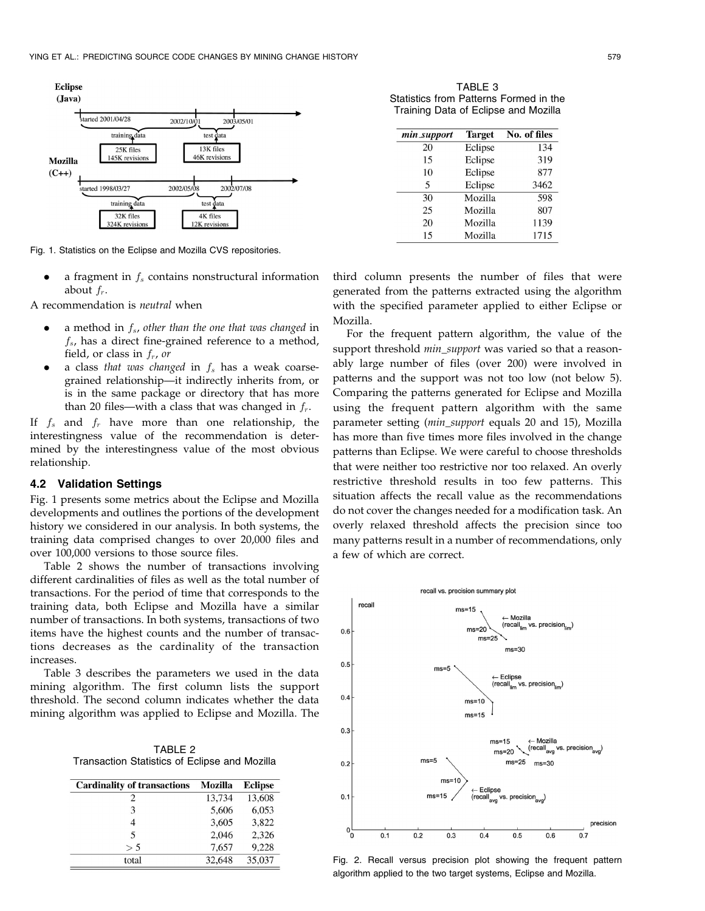Fig. 1. Statistics on the Eclipse and Mozilla CVS repositories.

- a fragment in $f_s$ contains nonstructural information about $f_r$.

A recommendation is *neutral* when

- a method in $f_s$, *other than the one that was changed* in $f_s$, has a direct fine-grained reference to a method, field, or class in $f_r$, *or*
- a class *that was changed* in $f_s$ has a weak coarse-grained relationship—it indirectly inherits from, or is in the same package or directory that has more than 20 files—with a class that was changed in $f_r$.

If $f_s$ and $f_r$ have more than one relationship, the interestingness value of the recommendation is determined by the interestingness value of the most obvious relationship.

### 4.2 Validation Settings

Fig. 1 presents some metrics about the Eclipse and Mozilla developments and outlines the portions of the development history we considered in our analysis. In both systems, the training data comprised changes to over 20,000 files and over 100,000 versions to those source files.

Table 2 shows the number of transactions involving different cardinalities of files as well as the total number of transactions. For the period of time that corresponds to the training data, both Eclipse and Mozilla have a similar number of transactions. In both systems, transactions of two items have the highest counts and the number of transactions decreases as the cardinality of the transaction increases.

Table 3 describes the parameters we used in the data mining algorithm. The first column lists the support threshold. The second column indicates whether the data mining algorithm was applied to Eclipse and Mozilla. The third column presents the number of files that were generated from the patterns extracted using the algorithm with the specified parameter applied to either Eclipse or Mozilla.

TABLE 2
Transaction Statistics of Eclipse and Mozilla

| Cardinality of transactions | Mozilla | Eclipse |
|---|---|---|
| 2 | 13,734 | 13,608 |
| 3 | 5,606 | 6,053 |
| 4 | 3,605 | 3,822 |
| 5 | 2,046 | 2,326 |
| > 5 | 7,657 | 9,228 |
| total | 32,648 | 35,037 |

TABLE 3
Statistics from Patterns Formed in the Training Data of Eclipse and Mozilla

| *min_support* | Target | No. of files |
|---|---|---|
| 20 | Eclipse | 134 |
| 15 | Eclipse | 319 |
| 10 | Eclipse | 877 |
| 5 | Eclipse | 3462 |
| 30 | Mozilla | 598 |
| 25 | Mozilla | 807 |
| 20 | Mozilla | 1139 |
| 15 | Mozilla | 1715 |

For the frequent pattern algorithm, the value of the support threshold *min_support* was varied so that a reasonably large number of files (over 200) were involved in patterns and the support was not too low (not below 5). Comparing the patterns generated for Eclipse and Mozilla using the frequent pattern algorithm with the same parameter setting (*min_support* equals 20 and 15), Mozilla has more than five times more files involved in the change patterns than Eclipse. We were careful to choose thresholds that were neither too restrictive nor too relaxed. An overly restrictive threshold results in too few patterns. This situation affects the recall value as the recommendations do not cover the changes needed for a modification task. An overly relaxed threshold affects the precision since too many patterns result in a number of recommendations, only a few of which are correct.

Fig. 2. Recall versus precision plot showing the frequent pattern algorithm applied to the two target systems, Eclipse and Mozilla.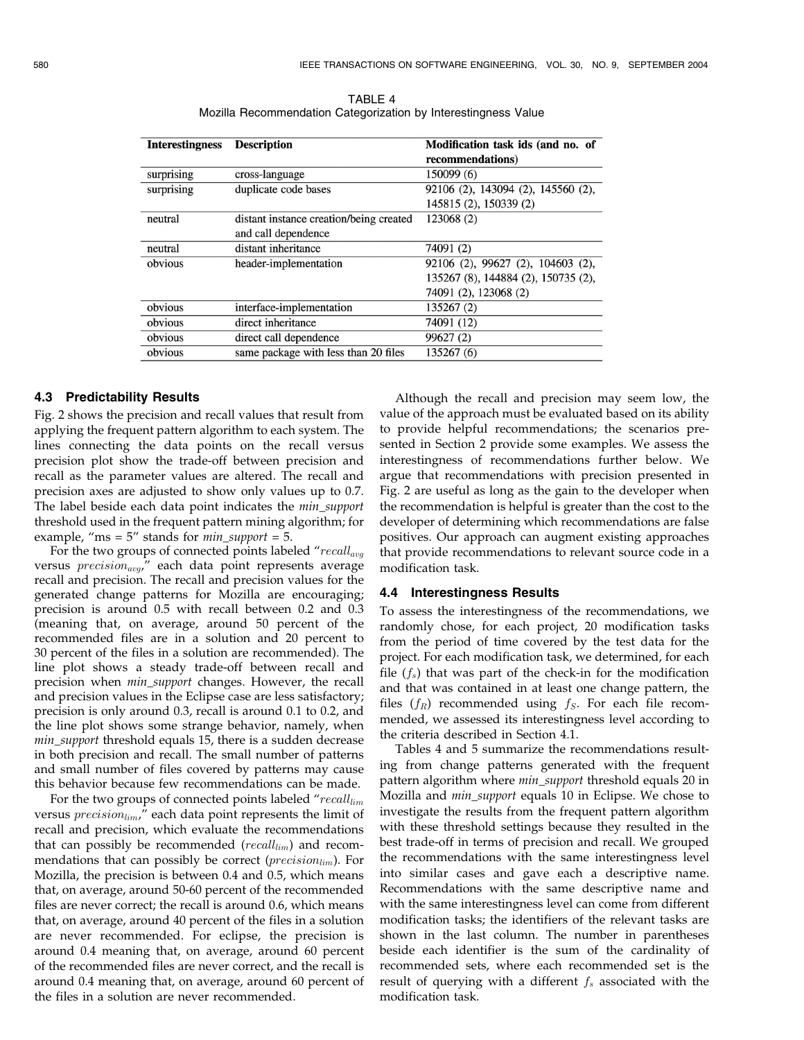TABLE 4
Mozilla Recommendation Categorization by Interestingness Value

| Interestingness | Description | Modification task ids (and no. of recommendations) |
|---|---|---|
| surprising | cross-language | 150099 (6) |
| surprising | duplicate code bases | 92106 (2), 143094 (2), 145560 (2), 145815 (2), 150339 (2) |
| neutral | distant instance creation/being created and call dependence | 123068 (2) |
| neutral | distant inheritance | 74091 (2) |
| obvious | header-implementation | 92106 (2), 99627 (2), 104603 (2), 135267 (8), 144884 (2), 150735 (2), 74091 (2), 123068 (2) |
| obvious | interface-implementation | 135267 (2) |
| obvious | direct inheritance | 74091 (12) |
| obvious | direct call dependence | 99627 (2) |
| obvious | same package with less than 20 files | 135267 (6) |

### 4.3 Predictability Results

Fig. 2 shows the precision and recall values that result from applying the frequent pattern algorithm to each system. The lines connecting the data points on the recall versus precision plot show the trade-off between precision and recall as the parameter values are altered. The recall and precision axes are adjusted to show only values up to 0.7. The label beside each data point indicates the *min_support* threshold used in the frequent pattern mining algorithm; for example, "ms = 5" stands for *min_support* = 5.

For the two groups of connected points labeled "$recall_{avg}$ versus $precision_{avg}$," each data point represents average recall and precision. The recall and precision values for the generated change patterns for Mozilla are encouraging; precision is around 0.5 with recall between 0.2 and 0.3 (meaning that, on average, around 50 percent of the recommended files are in a solution and 20 percent to 30 percent of the files in a solution are recommended). The line plot shows a steady trade-off between recall and precision when *min_support* changes. However, the recall and precision values in the Eclipse case are less satisfactory; precision is only around 0.3, recall is around 0.1 to 0.2, and the line plot shows some strange behavior, namely, when *min_support* threshold equals 15, there is a sudden decrease in both precision and recall. The small number of patterns and small number of files covered by patterns may cause this behavior because few recommendations can be made.

For the two groups of connected points labeled "$recall_{lim}$ versus $precision_{lim}$," each data point represents the limit of recall and precision, which evaluate the recommendations that can possibly be recommended ($recall_{lim}$) and recommendations that can possibly be correct ($precision_{lim}$). For Mozilla, the precision is between 0.4 and 0.5, which means that, on average, around 50-60 percent of the recommended files are never correct; the recall is around 0.6, which means that, on average, around 40 percent of the files in a solution are never recommended. For eclipse, the precision is around 0.4 meaning that, on average, around 60 percent of the recommended files are never correct, and the recall is around 0.4 meaning that, on average, around 60 percent of the files in a solution are never recommended.

Although the recall and precision may seem low, the value of the approach must be evaluated based on its ability to provide helpful recommendations; the scenarios presented in Section 2 provide some examples. We assess the interestingness of recommendations further below. We argue that recommendations with precision presented in Fig. 2 are useful as long as the gain to the developer when the recommendation is helpful is greater than the cost to the developer of determining which recommendations are false positives. Our approach can augment existing approaches that provide recommendations to relevant source code in a modification task.

### 4.4 Interestingness Results

To assess the interestingness of the recommendations, we randomly chose, for each project, 20 modification tasks from the period of time covered by the test data for the project. For each modification task, we determined, for each file ($f_s$) that was part of the check-in for the modification and that was contained in at least one change pattern, the files ($f_R$) recommended using $f_S$. For each file recommended, we assessed its interestingness level according to the criteria described in Section 4.1.

Tables 4 and 5 summarize the recommendations resulting from change patterns generated with the frequent pattern algorithm where *min_support* threshold equals 20 in Mozilla and *min_support* equals 10 in Eclipse. We chose to investigate the results from the frequent pattern algorithm with these threshold settings because they resulted in the best trade-off in terms of precision and recall. We grouped the recommendations with the same interestingness level into similar cases and gave each a descriptive name. Recommendations with the same descriptive name and with the same interestingness level can come from different modification tasks; the identifiers of the relevant tasks are shown in the last column. The number in parentheses beside each identifier is the sum of the cardinality of recommended sets, where each recommended set is the result of querying with a different $f_s$ associated with the modification task.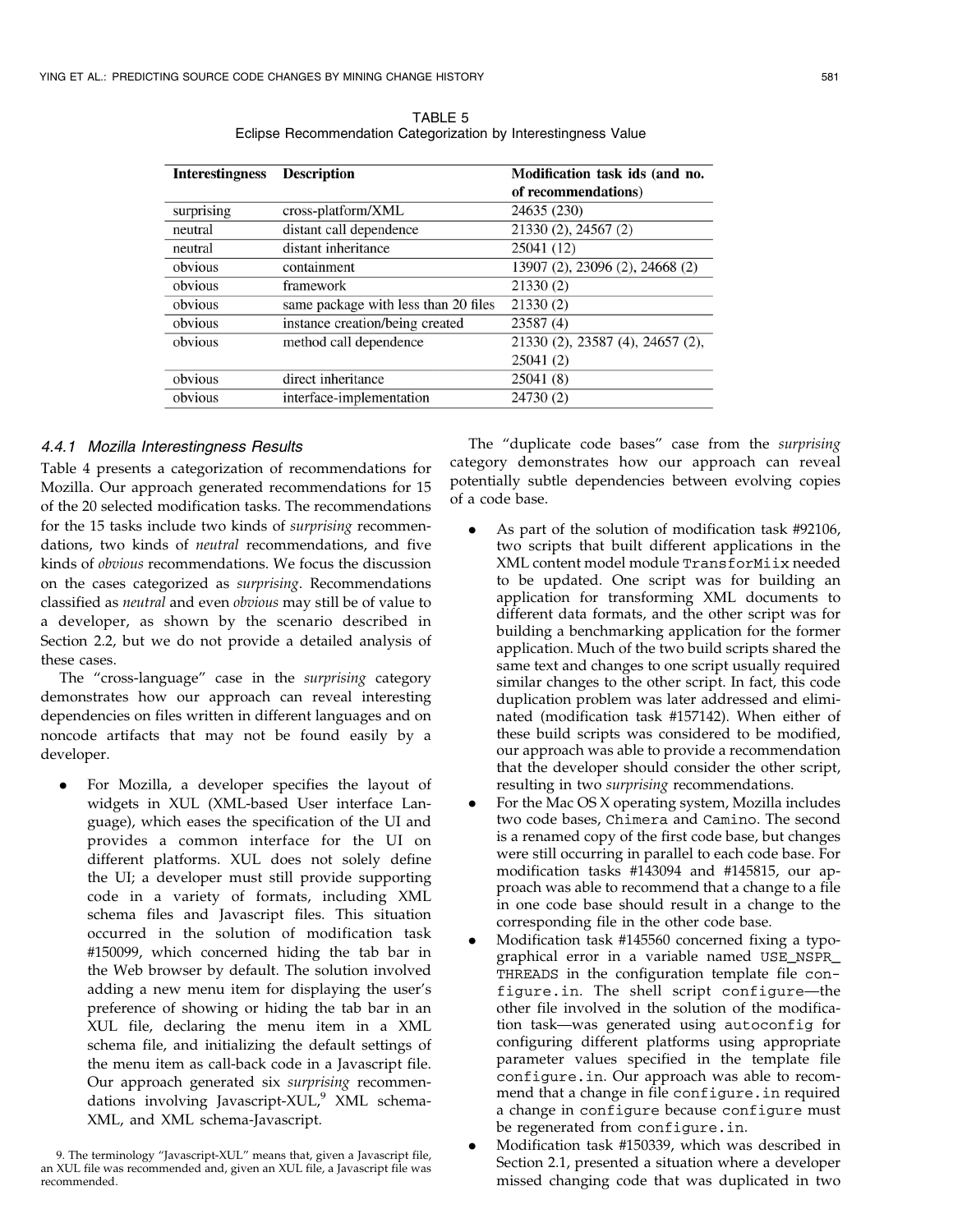TABLE 5
Eclipse Recommendation Categorization by Interestingness Value

| Interestingness | Description | Modification task ids (and no. of recommendations) |
|---|---|---|
| surprising | cross-platform/XML | 24635 (230) |
| neutral | distant call dependence | 21330 (2), 24567 (2) |
| neutral | distant inheritance | 25041 (12) |
| obvious | containment | 13907 (2), 23096 (2), 24668 (2) |
| obvious | framework | 21330 (2) |
| obvious | same package with less than 20 files | 21330 (2) |
| obvious | instance creation/being created | 23587 (4) |
| obvious | method call dependence | 21330 (2), 23587 (4), 24657 (2), 25041 (2) |
| obvious | direct inheritance | 25041 (8) |
| obvious | interface-implementation | 24730 (2) |

#### 4.4.1 Mozilla Interestingness Results

Table 4 presents a categorization of recommendations for Mozilla. Our approach generated recommendations for 15 of the 20 selected modification tasks. The recommendations for the 15 tasks include two kinds of *surprising* recommendations, two kinds of *neutral* recommendations, and five kinds of *obvious* recommendations. We focus the discussion on the cases categorized as *surprising*. Recommendations classified as *neutral* and even *obvious* may still be of value to a developer, as shown by the scenario described in Section 2.2, but we do not provide a detailed analysis of these cases.

The "cross-language" case in the *surprising* category demonstrates how our approach can reveal interesting dependencies on files written in different languages and on noncode artifacts that may not be found easily by a developer.

- For Mozilla, a developer specifies the layout of widgets in XUL (XML-based User interface Language), which eases the specification of the UI and provides a common interface for the UI on different platforms. XUL does not solely define the UI; a developer must still provide supporting code in a variety of formats, including XML schema files and Javascript files. This situation occurred in the solution of modification task #150099, which concerned hiding the tab bar in the Web browser by default. The solution involved adding a new menu item for displaying the user's preference of showing or hiding the tab bar in an XUL file, declaring the menu item in a XML schema file, and initializing the default settings of the menu item as call-back code in a Javascript file. Our approach generated six *surprising* recommendations involving Javascript-XUL,[9] XML schema-XML, and XML schema-Javascript.

The "duplicate code bases" case from the *surprising* category demonstrates how our approach can reveal potentially subtle dependencies between evolving copies of a code base.

- As part of the solution of modification task #92106, two scripts that built different applications in the XML content model module `TransforMiix` needed to be updated. One script was for building an application for transforming XML documents to different data formats, and the other script was for building a benchmarking application for the former application. Much of the two build scripts shared the same text and changes to one script usually required similar changes to the other script. In fact, this code duplication problem was later addressed and eliminated (modification task #157142). When either of these build scripts was considered to be modified, our approach was able to provide a recommendation that the developer should consider the other script, resulting in two *surprising* recommendations.
- For the Mac OS X operating system, Mozilla includes two code bases, `Chimera` and `Camino`. The second is a renamed copy of the first code base, but changes were still occurring in parallel to each code base. For modification tasks #143094 and #145815, our approach was able to recommend that a change to a file in one code base should result in a change to the corresponding file in the other code base.
- Modification task #145560 concerned fixing a typographical error in a variable named `USE_NSPR_THREADS` in the configuration template file `configure.in`. The shell script `configure`—the other file involved in the solution of the modification task—was generated using `autoconfig` for configuring different platforms using appropriate parameter values specified in the template file `configure.in`. Our approach was able to recommend that a change in file `configure.in` required a change in `configure` because `configure` must be regenerated from `configure.in`.
- Modification task #150339, which was described in Section 2.1, presented a situation where a developer missed changing code that was duplicated in two

9. The terminology "Javascript-XUL" means that, given a Javascript file, an XUL file was recommended and, given an XUL file, a Javascript file was recommended.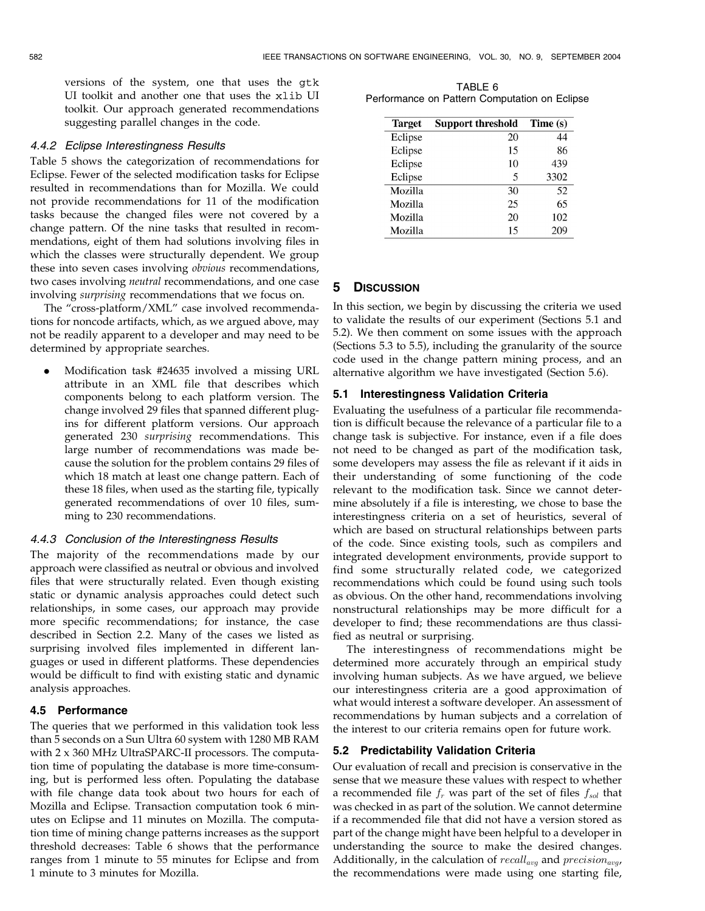versions of the system, one that uses the `gtk` UI toolkit and another one that uses the `xlib` UI toolkit. Our approach generated recommendations suggesting parallel changes in the code.

#### 4.4.2 Eclipse Interestingness Results

Table 5 shows the categorization of recommendations for Eclipse. Fewer of the selected modification tasks for Eclipse resulted in recommendations than for Mozilla. We could not provide recommendations for 11 of the modification tasks because the changed files were not covered by a change pattern. Of the nine tasks that resulted in recommendations, eight of them had solutions involving files in which the classes were structurally dependent. We group these into seven cases involving *obvious* recommendations, two cases involving *neutral* recommendations, and one case involving *surprising* recommendations that we focus on.

The "cross-platform/XML" case involved recommendations for noncode artifacts, which, as we argued above, may not be readily apparent to a developer and may need to be determined by appropriate searches.

- Modification task #24635 involved a missing URL attribute in an XML file that describes which components belong to each platform version. The change involved 29 files that spanned different plug-ins for different platform versions. Our approach generated 230 *surprising* recommendations. This large number of recommendations was made because the solution for the problem contains 29 files of which 18 match at least one change pattern. Each of these 18 files, when used as the starting file, typically generated recommendations of over 10 files, summing to 230 recommendations.

#### 4.4.3 Conclusion of the Interestingness Results

The majority of the recommendations made by our approach were classified as neutral or obvious and involved files that were structurally related. Even though existing static or dynamic analysis approaches could detect such relationships, in some cases, our approach may provide more specific recommendations; for instance, the case described in Section 2.2. Many of the cases we listed as surprising involved files implemented in different languages or used in different platforms. These dependencies would be difficult to find with existing static and dynamic analysis approaches.

### 4.5 Performance

The queries that we performed in this validation took less than 5 seconds on a Sun Ultra 60 system with 1280 MB RAM with 2 x 360 MHz UltraSPARC-II processors. The computation time of populating the database is more time-consuming, but is performed less often. Populating the database with file change data took about two hours for each of Mozilla and Eclipse. Transaction computation took 6 minutes on Eclipse and 11 minutes on Mozilla. The computation time of mining change patterns increases as the support threshold decreases: Table 6 shows that the performance ranges from 1 minute to 55 minutes for Eclipse and from 1 minute to 3 minutes for Mozilla.

TABLE 6
Performance on Pattern Computation on Eclipse

| Target | Support threshold | Time (s) |
|---|---|---|
| Eclipse | 20 | 44 |
| Eclipse | 15 | 86 |
| Eclipse | 10 | 439 |
| Eclipse | 5 | 3302 |
| Mozilla | 30 | 52 |
| Mozilla | 25 | 65 |
| Mozilla | 20 | 102 |
| Mozilla | 15 | 209 |

## 5 Discussion

In this section, we begin by discussing the criteria we used to validate the results of our experiment (Sections 5.1 and 5.2). We then comment on some issues with the approach (Sections 5.3 to 5.5), including the granularity of the source code used in the change pattern mining process, and an alternative algorithm we have investigated (Section 5.6).

### 5.1 Interestingness Validation Criteria

Evaluating the usefulness of a particular file recommendation is difficult because the relevance of a particular file to a change task is subjective. For instance, even if a file does not need to be changed as part of the modification task, some developers may assess the file as relevant if it aids in their understanding of some functioning of the code relevant to the modification task. Since we cannot determine absolutely if a file is interesting, we chose to base the interestingness criteria on a set of heuristics, several of which are based on structural relationships between parts of the code. Since existing tools, such as compilers and integrated development environments, provide support to find some structurally related code, we categorized recommendations which could be found using such tools as obvious. On the other hand, recommendations involving nonstructural relationships may be more difficult for a developer to find; these recommendations are thus classified as neutral or surprising.

The interestingness of recommendations might be determined more accurately through an empirical study involving human subjects. As we have argued, we believe our interestingness criteria are a good approximation of what would interest a software developer. An assessment of recommendations by human subjects and a correlation of the interest to our criteria remains open for future work.

### 5.2 Predictability Validation Criteria

Our evaluation of recall and precision is conservative in the sense that we measure these values with respect to whether a recommended file $f_r$ was part of the set of files $f_{sol}$ that was checked in as part of the solution. We cannot determine if a recommended file that did not have a version stored as part of the change might have been helpful to a developer in understanding the source to make the desired changes. Additionally, in the calculation of $recall_{avg}$ and $precision_{avg}$, the recommendations were made using one starting file,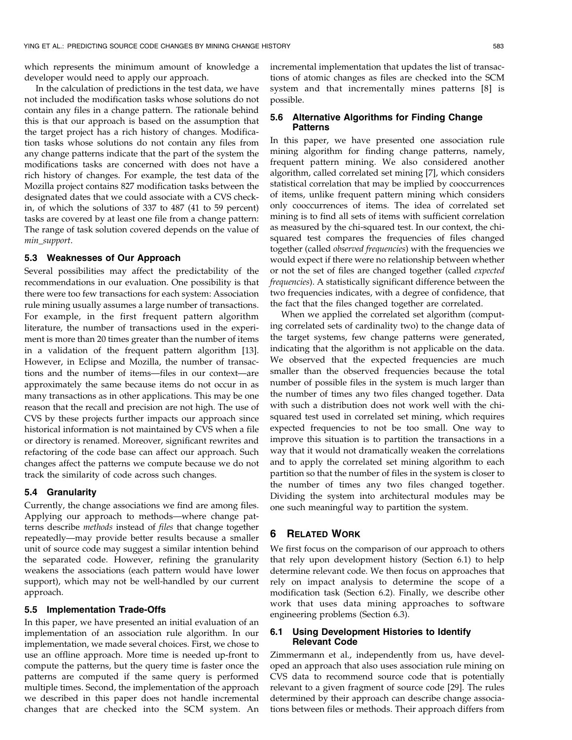which represents the minimum amount of knowledge a developer would need to apply our approach.

In the calculation of predictions in the test data, we have not included the modification tasks whose solutions do not contain any files in a change pattern. The rationale behind this is that our approach is based on the assumption that the target project has a rich history of changes. Modification tasks whose solutions do not contain any files from any change patterns indicate that the part of the system the modifications tasks are concerned with does not have a rich history of changes. For example, the test data of the Mozilla project contains 827 modification tasks between the designated dates that we could associate with a CVS check-in, of which the solutions of 337 to 487 (41 to 59 percent) tasks are covered by at least one file from a change pattern: The range of task solution covered depends on the value of *min_support*.

### 5.3 Weaknesses of Our Approach

Several possibilities may affect the predictability of the recommendations in our evaluation. One possibility is that there were too few transactions for each system: Association rule mining usually assumes a large number of transactions. For example, in the first frequent pattern algorithm literature, the number of transactions used in the experiment is more than 20 times greater than the number of items in a validation of the frequent pattern algorithm [13]. However, in Eclipse and Mozilla, the number of transactions and the number of items—files in our context—are approximately the same because items do not occur in as many transactions as in other applications. This may be one reason that the recall and precision are not high. The use of CVS by these projects further impacts our approach since historical information is not maintained by CVS when a file or directory is renamed. Moreover, significant rewrites and refactoring of the code base can affect our approach. Such changes affect the patterns we compute because we do not track the similarity of code across such changes.

### 5.4 Granularity

Currently, the change associations we find are among files. Applying our approach to methods—where change patterns describe *methods* instead of *files* that change together repeatedly—may provide better results because a smaller unit of source code may suggest a similar intention behind the separated code. However, refining the granularity weakens the associations (each pattern would have lower support), which may not be well-handled by our current approach.

### 5.5 Implementation Trade-Offs

In this paper, we have presented an initial evaluation of an implementation of an association rule algorithm. In our implementation, we made several choices. First, we chose to use an offline approach. More time is needed up-front to compute the patterns, but the query time is faster once the patterns are computed if the same query is performed multiple times. Second, the implementation of the approach we described in this paper does not handle incremental changes that are checked into the SCM system. An incremental implementation that updates the list of transactions of atomic changes as files are checked into the SCM system and that incrementally mines patterns [8] is possible.

### 5.6 Alternative Algorithms for Finding Change Patterns

In this paper, we have presented one association rule mining algorithm for finding change patterns, namely, frequent pattern mining. We also considered another algorithm, called correlated set mining [7], which considers statistical correlation that may be implied by cooccurrences of items, unlike frequent pattern mining which considers only cooccurrences of items. The idea of correlated set mining is to find all sets of items with sufficient correlation as measured by the chi-squared test. In our context, the chi-squared test compares the frequencies of files changed together (called *observed frequencies*) with the frequencies we would expect if there were no relationship between whether or not the set of files are changed together (called *expected frequencies*). A statistically significant difference between the two frequencies indicates, with a degree of confidence, that the fact that the files changed together are correlated.

When we applied the correlated set algorithm (computing correlated sets of cardinality two) to the change data of the target systems, few change patterns were generated, indicating that the algorithm is not applicable on the data. We observed that the expected frequencies are much smaller than the observed frequencies because the total number of possible files in the system is much larger than the number of times any two files changed together. Data with such a distribution does not work well with the chi-squared test used in correlated set mining, which requires expected frequencies to not be too small. One way to improve this situation is to partition the transactions in a way that it would not dramatically weaken the correlations and to apply the correlated set mining algorithm to each partition so that the number of files in the system is closer to the number of times any two files changed together. Dividing the system into architectural modules may be one such meaningful way to partition the system.

## 6 Related Work

We first focus on the comparison of our approach to others that rely upon development history (Section 6.1) to help determine relevant code. We then focus on approaches that rely on impact analysis to determine the scope of a modification task (Section 6.2). Finally, we describe other work that uses data mining approaches to software engineering problems (Section 6.3).

### 6.1 Using Development Histories to Identify Relevant Code

Zimmermann et al., independently from us, have developed an approach that also uses association rule mining on CVS data to recommend source code that is potentially relevant to a given fragment of source code [29]. The rules determined by their approach can describe change associations between files or methods. Their approach differs from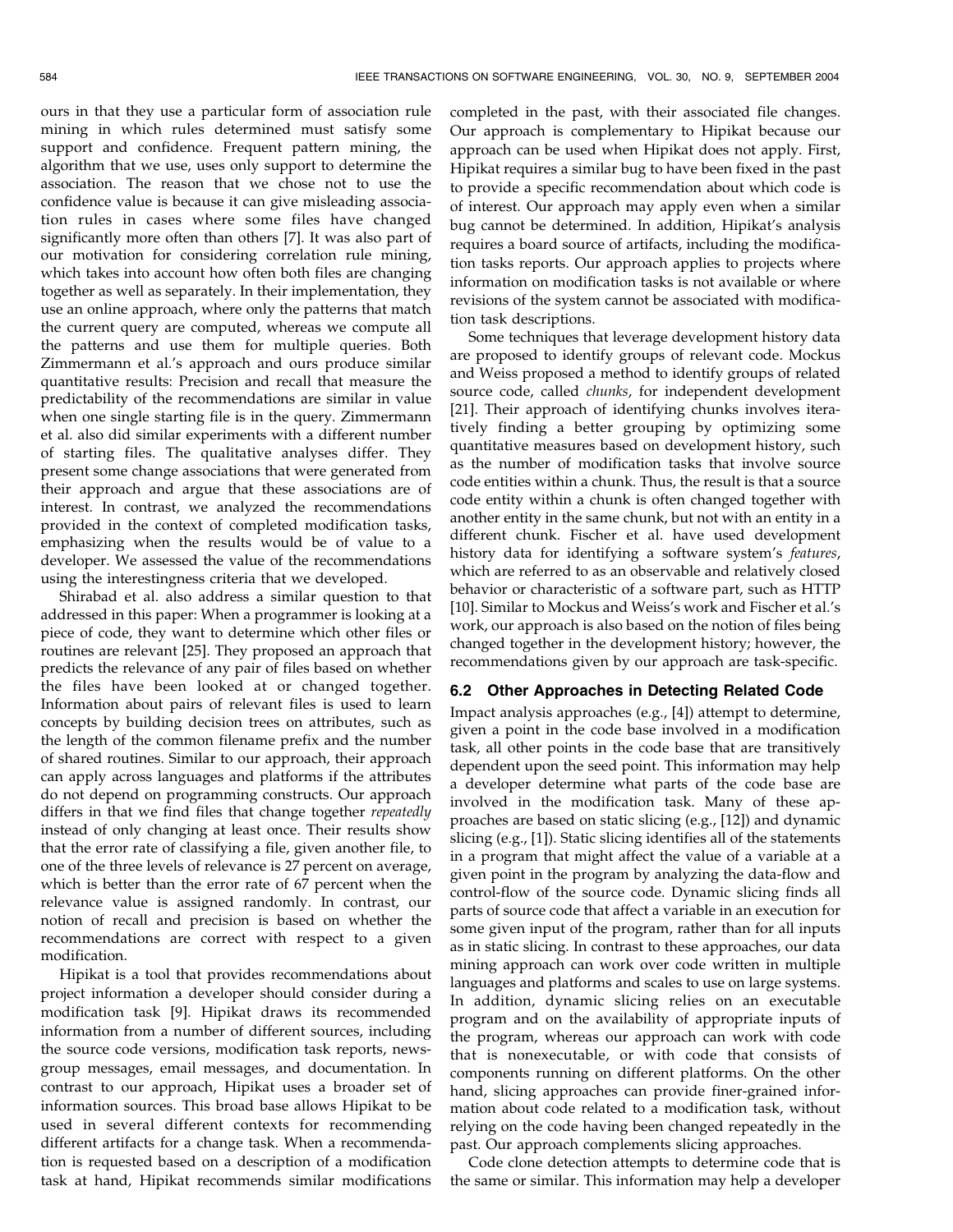ours in that they use a particular form of association rule mining in which rules determined must satisfy some support and confidence. Frequent pattern mining, the algorithm that we use, uses only support to determine the association. The reason that we chose not to use the confidence value is because it can give misleading association rules in cases where some files have changed significantly more often than others [7]. It was also part of our motivation for considering correlation rule mining, which takes into account how often both files are changing together as well as separately. In their implementation, they use an online approach, where only the patterns that match the current query are computed, whereas we compute all the patterns and use them for multiple queries. Both Zimmermann et al.'s approach and ours produce similar quantitative results: Precision and recall that measure the predictability of the recommendations are similar in value when one single starting file is in the query. Zimmermann et al. also did similar experiments with a different number of starting files. The qualitative analyses differ. They present some change associations that were generated from their approach and argue that these associations are of interest. In contrast, we analyzed the recommendations provided in the context of completed modification tasks, emphasizing when the results would be of value to a developer. We assessed the value of the recommendations using the interestingness criteria that we developed.

Shirabad et al. also address a similar question to that addressed in this paper: When a programmer is looking at a piece of code, they want to determine which other files or routines are relevant [25]. They proposed an approach that predicts the relevance of any pair of files based on whether the files have been looked at or changed together. Information about pairs of relevant files is used to learn concepts by building decision trees on attributes, such as the length of the common filename prefix and the number of shared routines. Similar to our approach, their approach can apply across languages and platforms if the attributes do not depend on programming constructs. Our approach differs in that we find files that change together *repeatedly* instead of only changing at least once. Their results show that the error rate of classifying a file, given another file, to one of the three levels of relevance is 27 percent on average, which is better than the error rate of 67 percent when the relevance value is assigned randomly. In contrast, our notion of recall and precision is based on whether the recommendations are correct with respect to a given modification.

Hipikat is a tool that provides recommendations about project information a developer should consider during a modification task [9]. Hipikat draws its recommended information from a number of different sources, including the source code versions, modification task reports, newsgroup messages, email messages, and documentation. In contrast to our approach, Hipikat uses a broader set of information sources. This broad base allows Hipikat to be used in several different contexts for recommending different artifacts for a change task. When a recommendation is requested based on a description of a modification task at hand, Hipikat recommends similar modifications completed in the past, with their associated file changes. Our approach is complementary to Hipikat because our approach can be used when Hipikat does not apply. First, Hipikat requires a similar bug to have been fixed in the past to provide a specific recommendation about which code is of interest. Our approach may apply even when a similar bug cannot be determined. In addition, Hipikat's analysis requires a board source of artifacts, including the modification tasks reports. Our approach applies to projects where information on modification tasks is not available or where revisions of the system cannot be associated with modification task descriptions.

Some techniques that leverage development history data are proposed to identify groups of relevant code. Mockus and Weiss proposed a method to identify groups of related source code, called *chunks*, for independent development [21]. Their approach of identifying chunks involves iteratively finding a better grouping by optimizing some quantitative measures based on development history, such as the number of modification tasks that involve source code entities within a chunk. Thus, the result is that a source code entity within a chunk is often changed together with another entity in the same chunk, but not with an entity in a different chunk. Fischer et al. have used development history data for identifying a software system's *features*, which are referred to as an observable and relatively closed behavior or characteristic of a software part, such as HTTP [10]. Similar to Mockus and Weiss's work and Fischer et al.'s work, our approach is also based on the notion of files being changed together in the development history; however, the recommendations given by our approach are task-specific.

### 6.2 Other Approaches in Detecting Related Code

Impact analysis approaches (e.g., [4]) attempt to determine, given a point in the code base involved in a modification task, all other points in the code base that are transitively dependent upon the seed point. This information may help a developer determine what parts of the code base are involved in the modification task. Many of these approaches are based on static slicing (e.g., [12]) and dynamic slicing (e.g., [1]). Static slicing identifies all of the statements in a program that might affect the value of a variable at a given point in the program by analyzing the data-flow and control-flow of the source code. Dynamic slicing finds all parts of source code that affect a variable in an execution for some given input of the program, rather than for all inputs as in static slicing. In contrast to these approaches, our data mining approach can work over code written in multiple languages and platforms and scales to use on large systems. In addition, dynamic slicing relies on an executable program and on the availability of appropriate inputs of the program, whereas our approach can work with code that is nonexecutable, or with code that consists of components running on different platforms. On the other hand, slicing approaches can provide finer-grained information about code related to a modification task, without relying on the code having been changed repeatedly in the past. Our approach complements slicing approaches.

Code clone detection attempts to determine code that is the same or similar. This information may help a developer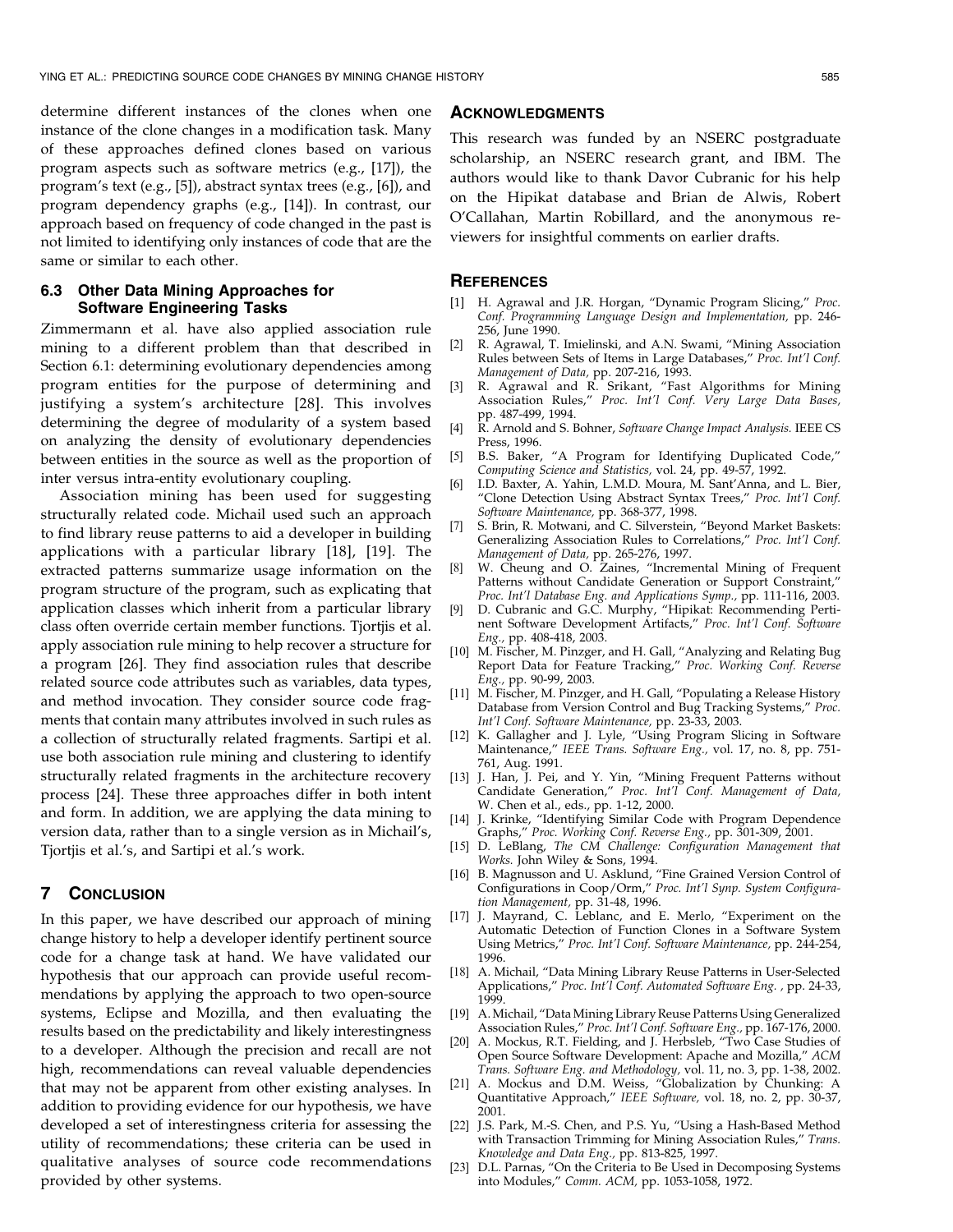determine different instances of the clones when one instance of the clone changes in a modification task. Many of these approaches defined clones based on various program aspects such as software metrics (e.g., [17]), the program's text (e.g., [5]), abstract syntax trees (e.g., [6]), and program dependency graphs (e.g., [14]). In contrast, our approach based on frequency of code changed in the past is not limited to identifying only instances of code that are the same or similar to each other.

### 6.3 Other Data Mining Approaches for Software Engineering Tasks

Zimmermann et al. have also applied association rule mining to a different problem than that described in Section 6.1: determining evolutionary dependencies among program entities for the purpose of determining and justifying a system's architecture [28]. This involves determining the degree of modularity of a system based on analyzing the density of evolutionary dependencies between entities in the source as well as the proportion of inter versus intra-entity evolutionary coupling.

Association mining has been used for suggesting structurally related code. Michail used such an approach to find library reuse patterns to aid a developer in building applications with a particular library [18], [19]. The extracted patterns summarize usage information on the program structure of the program, such as explicating that application classes which inherit from a particular library class often override certain member functions. Tjortjis et al. apply association rule mining to help recover a structure for a program [26]. They find association rules that describe related source code attributes such as variables, data types, and method invocation. They consider source code fragments that contain many attributes involved in such rules as a collection of structurally related fragments. Sartipi et al. use both association rule mining and clustering to identify structurally related fragments in the architecture recovery process [24]. These three approaches differ in both intent and form. In addition, we are applying the data mining to version data, rather than to a single version as in Michail's, Tjortjis et al.'s, and Sartipi et al.'s work.

## 7 Conclusion

In this paper, we have described our approach of mining change history to help a developer identify pertinent source code for a change task at hand. We have validated our hypothesis that our approach can provide useful recommendations by applying the approach to two open-source systems, Eclipse and Mozilla, and then evaluating the results based on the predictability and likely interestingness to a developer. Although the precision and recall are not high, recommendations can reveal valuable dependencies that may not be apparent from other existing analyses. In addition to providing evidence for our hypothesis, we have developed a set of interestingness criteria for assessing the utility of recommendations; these criteria can be used in qualitative analyses of source code recommendations provided by other systems.

## Acknowledgments

This research was funded by an NSERC postgraduate scholarship, an NSERC research grant, and IBM. The authors would like to thank Davor Cubranic for his help on the Hipikat database and Brian de Alwis, Robert O'Callahan, Martin Robillard, and the anonymous reviewers for insightful comments on earlier drafts.

## References

[1] H. Agrawal and J.R. Horgan, "Dynamic Program Slicing," *Proc. Conf. Programming Language Design and Implementation,* pp. 246-256, June 1990.

[2] R. Agrawal, T. Imielinski, and A.N. Swami, "Mining Association Rules between Sets of Items in Large Databases," *Proc. Int'l Conf. Management of Data,* pp. 207-216, 1993.

[3] R. Agrawal and R. Srikant, "Fast Algorithms for Mining Association Rules," *Proc. Int'l Conf. Very Large Data Bases,* pp. 487-499, 1994.

[4] R. Arnold and S. Bohner, *Software Change Impact Analysis.* IEEE CS Press, 1996.

[5] B.S. Baker, "A Program for Identifying Duplicated Code," *Computing Science and Statistics,* vol. 24, pp. 49-57, 1992.

[6] I.D. Baxter, A. Yahin, L.M.D. Moura, M. Sant'Anna, and L. Bier, "Clone Detection Using Abstract Syntax Trees," *Proc. Int'l Conf. Software Maintenance,* pp. 368-377, 1998.

[7] S. Brin, R. Motwani, and C. Silverstein, "Beyond Market Baskets: Generalizing Association Rules to Correlations," *Proc. Int'l Conf. Management of Data,* pp. 265-276, 1997.

[8] W. Cheung and O. Zaines, "Incremental Mining of Frequent Patterns without Candidate Generation or Support Constraint," *Proc. Int'l Database Eng. and Applications Symp.,* pp. 111-116, 2003.

[9] D. Cubranic and G.C. Murphy, "Hipikat: Recommending Pertinent Software Development Artifacts," *Proc. Int'l Conf. Software Eng.,* pp. 408-418, 2003.

[10] M. Fischer, M. Pinzger, and H. Gall, "Analyzing and Relating Bug Report Data for Feature Tracking," *Proc. Working Conf. Reverse Eng.,* pp. 90-99, 2003.

[11] M. Fischer, M. Pinzger, and H. Gall, "Populating a Release History Database from Version Control and Bug Tracking Systems," *Proc. Int'l Conf. Software Maintenance,* pp. 23-33, 2003.

[12] K. Gallagher and J. Lyle, "Using Program Slicing in Software Maintenance," *IEEE Trans. Software Eng.,* vol. 17, no. 8, pp. 751-761, Aug. 1991.

[13] J. Han, J. Pei, and Y. Yin, "Mining Frequent Patterns without Candidate Generation," *Proc. Int'l Conf. Management of Data,* W. Chen et al., eds., pp. 1-12, 2000.

[14] J. Krinke, "Identifying Similar Code with Program Dependence Graphs," *Proc. Working Conf. Reverse Eng.,* pp. 301-309, 2001.

[15] D. LeBlang, *The CM Challenge: Configuration Management that Works.* John Wiley & Sons, 1994.

[16] B. Magnusson and U. Asklund, "Fine Grained Version Control of Configurations in Coop/Orm," *Proc. Int'l Symp. System Configuration Management,* pp. 31-48, 1996.

[17] J. Mayrand, C. Leblanc, and E. Merlo, "Experiment on the Automatic Detection of Function Clones in a Software System Using Metrics," *Proc. Int'l Conf. Software Maintenance,* pp. 244-254, 1996.

[18] A. Michail, "Data Mining Library Reuse Patterns in User-Selected Applications," *Proc. Int'l Conf. Automated Software Eng.* , pp. 24-33, 1999.

[19] A. Michail, "Data Mining Library Reuse Patterns Using Generalized Association Rules," *Proc. Int'l Conf. Software Eng.,* pp. 167-176, 2000.

[20] A. Mockus, R.T. Fielding, and J. Herbsleb, "Two Case Studies of Open Source Software Development: Apache and Mozilla," *ACM Trans. Software Eng. and Methodology,* vol. 11, no. 3, pp. 1-38, 2002.

[21] A. Mockus and D.M. Weiss, "Globalization by Chunking: A Quantitative Approach," *IEEE Software,* vol. 18, no. 2, pp. 30-37, 2001.

[22] J.S. Park, M.-S. Chen, and P.S. Yu, "Using a Hash-Based Method with Transaction Trimming for Mining Association Rules," *Trans. Knowledge and Data Eng.,* pp. 813-825, 1997.

[23] D.L. Parnas, "On the Criteria to Be Used in Decomposing Systems into Modules," *Comm. ACM,* pp. 1053-1058, 1972.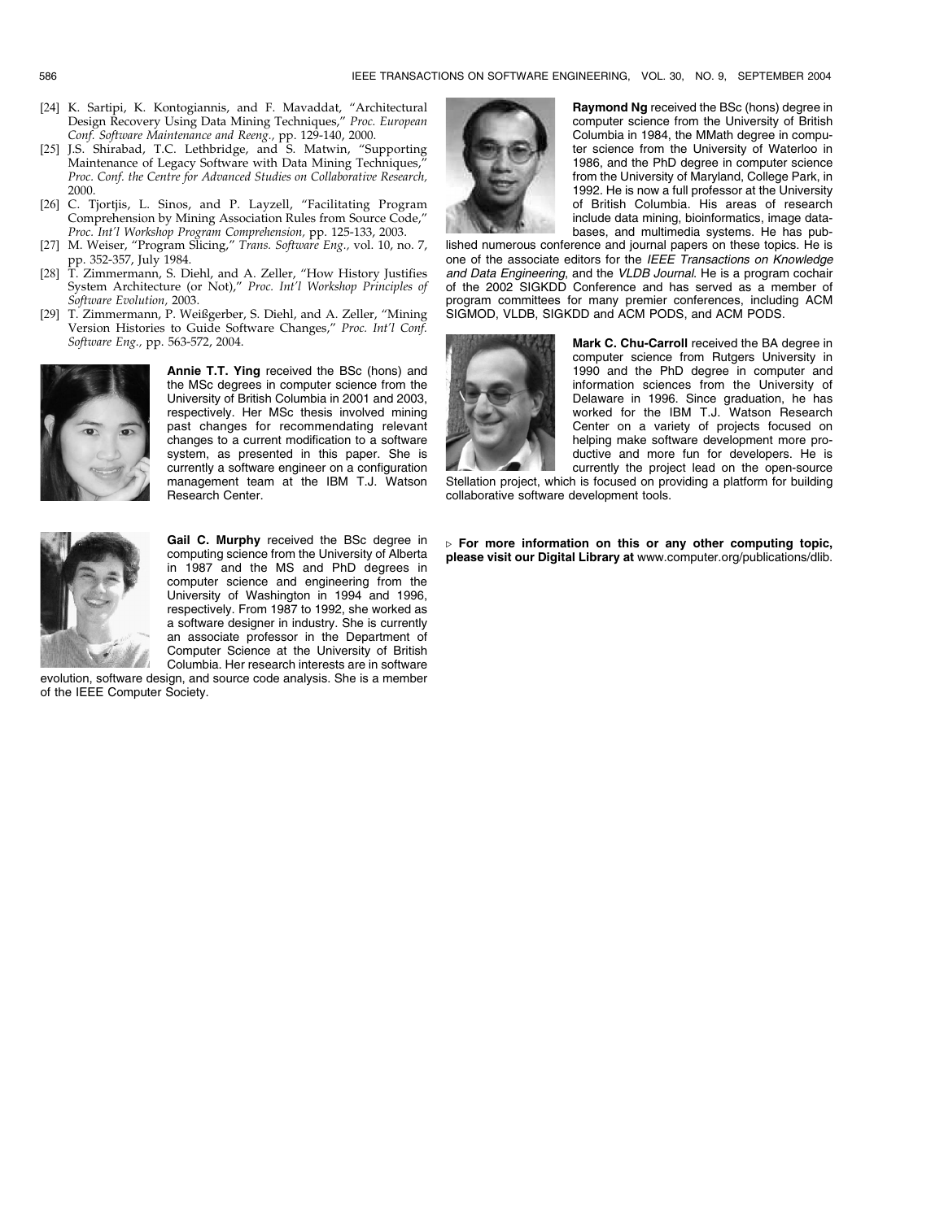[24] K. Sartipi, K. Kontogiannis, and F. Mavaddat, "Architectural Design Recovery Using Data Mining Techniques," *Proc. European Conf. Software Maintenance and Reeng.,* pp. 129-140, 2000.

[25] J.S. Shirabad, T.C. Lethbridge, and S. Matwin, "Supporting Maintenance of Legacy Software with Data Mining Techniques," *Proc. Conf. the Centre for Advanced Studies on Collaborative Research,* 2000.

[26] C. Tjortjis, L. Sinos, and P. Layzell, "Facilitating Program Comprehension by Mining Association Rules from Source Code," *Proc. Int'l Workshop Program Comprehension,* pp. 125-133, 2003.

[27] M. Weiser, "Program Slicing," *Trans. Software Eng.,* vol. 10, no. 7, pp. 352-357, July 1984.

[28] T. Zimmermann, S. Diehl, and A. Zeller, "How History Justifies System Architecture (or Not)," *Proc. Int'l Workshop Principles of Software Evolution,* 2003.

[29] T. Zimmermann, P. Weißgerber, S. Diehl, and A. Zeller, "Mining Version Histories to Guide Software Changes," *Proc. Int'l Conf. Software Eng.,* pp. 563-572, 2004.

**Annie T.T. Ying** received the BSc (hons) and the MSc degrees in computer science from the University of British Columbia in 2001 and 2003, respectively. Her MSc thesis involved mining past changes for recommendating relevant changes to a current modification to a software system, as presented in this paper. She is currently a software engineer on a configuration management team at the IBM T.J. Watson Research Center.

**Gail C. Murphy** received the BSc degree in computing science from the University of Alberta in 1987 and the MS and PhD degrees in computer science and engineering from the University of Washington in 1994 and 1996, respectively. From 1987 to 1992, she worked as a software designer in industry. She is currently an associate professor in the Department of Computer Science at the University of British Columbia. Her research interests are in software evolution, software design, and source code analysis. She is a member of the IEEE Computer Society.

**Raymond Ng** received the BSc (hons) degree in computer science from the University of British Columbia in 1984, the MMath degree in computer science from the University of Waterloo in 1986, and the PhD degree in computer science from the University of Maryland, College Park, in 1992. He is now a full professor at the University of British Columbia. His areas of research include data mining, bioinformatics, image databases, and multimedia systems. He has published numerous conference and journal papers on these topics. He is one of the associate editors for the *IEEE Transactions on Knowledge and Data Engineering*, and the *VLDB Journal*. He is a program cochair of the 2002 SIGKDD Conference and has served as a member of program committees for many premier conferences, including ACM SIGMOD, VLDB, SIGKDD and ACM PODS, and ACM PODS.

**Mark C. Chu-Carroll** received the BA degree in computer science from Rutgers University in 1990 and the PhD degree in computer and information sciences from the University of Delaware in 1996. Since graduation, he has worked for the IBM T.J. Watson Research Center on a variety of projects focused on helping make software development more productive and more fun for developers. He is currently the project lead on the open-source Stellation project, which is focused on providing a platform for building collaborative software development tools.

▷ **For more information on this or any other computing topic, please visit our Digital Library at** www.computer.org/publications/dlib.